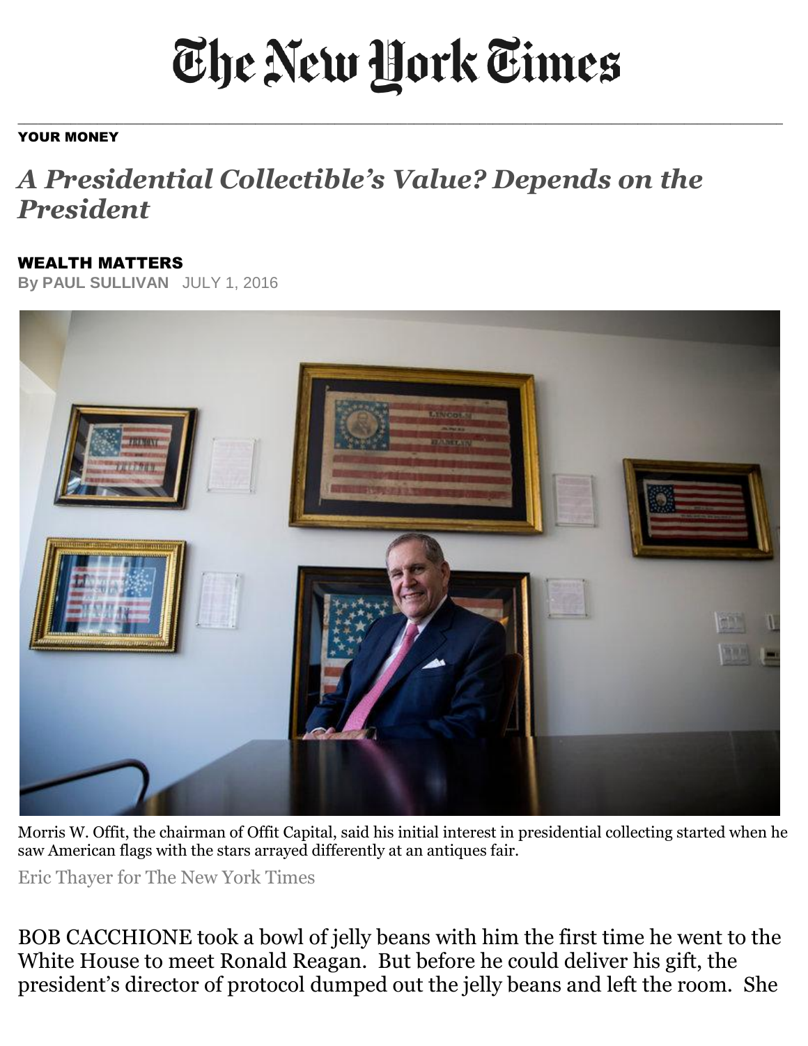# The New York Times

YOUR MONEY

## *A Presidential Collectible's Value? Depends on the President*

**WEALTH MATTERS**

**By PAUL SULLIVAN** JULY 1, 2016

Morris W. Offit, the chairman of Offit Capital, said his initial interest in presidential collecting started when he saw American flags with the stars arrayed differently at an antiques fair.

Eric Thayer for The New York Times

BOB CACCHIONE took a bowl of jelly beans with him the first time he went to the White House to meet Ronald Reagan. But before he could deliver his gift, the president's director of protocol dumped out the jelly beans and left the room. She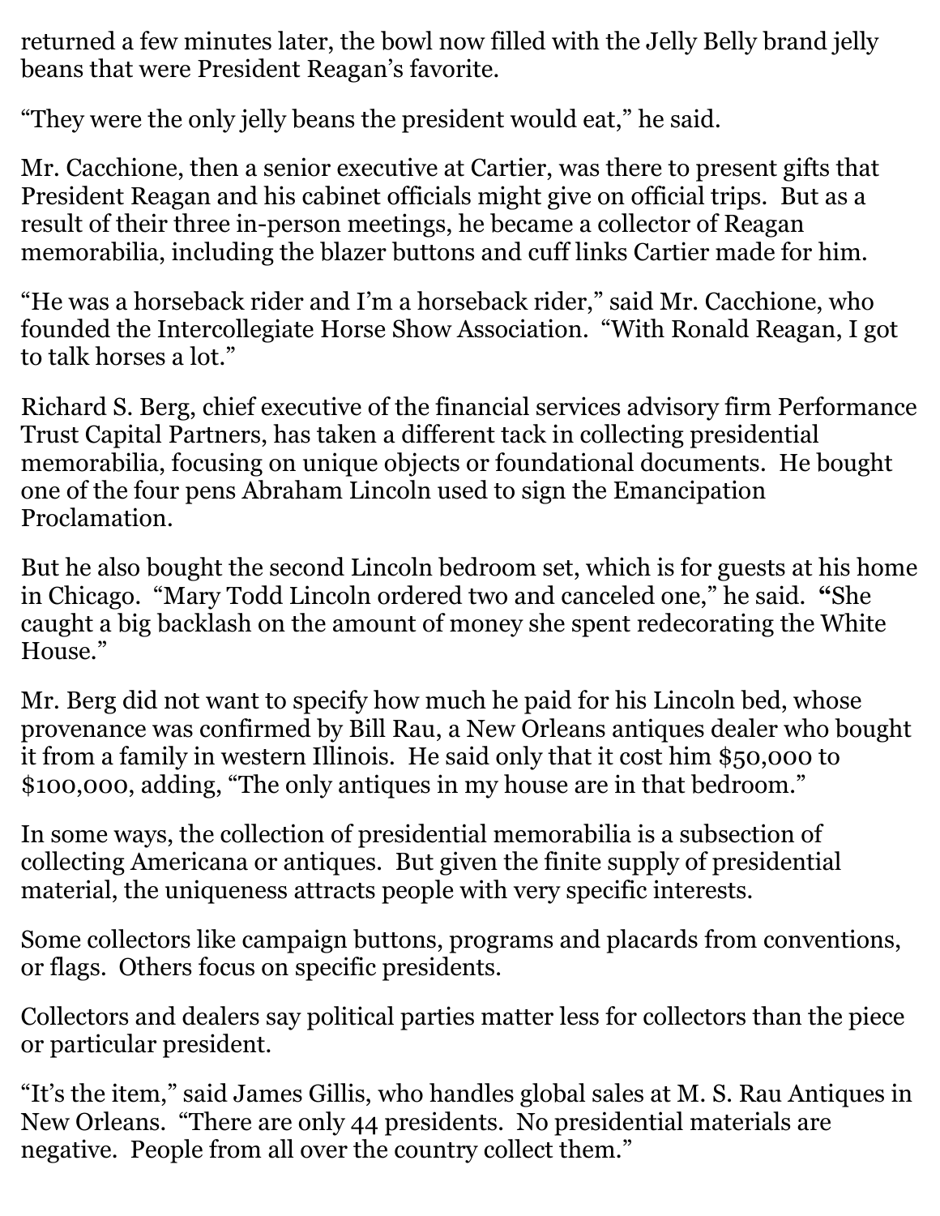returned a few minutes later, the bowl now filled with the Jelly Belly brand jelly beans that were President Reagan's favorite.

"They were the only jelly beans the president would eat," he said.

Mr. Cacchione, then a senior executive at Cartier, was there to present gifts that President Reagan and his cabinet officials might give on official trips. But as a result of their three in-person meetings, he became a collector of Reagan memorabilia, including the blazer buttons and cuff links Cartier made for him.

"He was a horseback rider and I'm a horseback rider," said Mr. Cacchione, who founded the Intercollegiate Horse Show Association. "With Ronald Reagan, I got to talk horses a lot."

Richard S. Berg, chief executive of the financial services advisory firm Performance Trust Capital Partners, has taken a different tack in collecting presidential memorabilia, focusing on unique objects or foundational documents. He bought one of the four pens Abraham Lincoln used to sign the Emancipation Proclamation.

But he also bought the second Lincoln bedroom set, which is for guests at his home in Chicago. "Mary Todd Lincoln ordered two and canceled one," he said. "She caught a big backlash on the amount of money she spent redecorating the White House."

Mr. Berg did not want to specify how much he paid for his Lincoln bed, whose provenance was confirmed by Bill Rau, a New Orleans antiques dealer who bought it from a family in western Illinois. He said only that it cost him $50,000 to $100,000, adding, "The only antiques in my house are in that bedroom."

In some ways, the collection of presidential memorabilia is a subsection of collecting Americana or antiques. But given the finite supply of presidential material, the uniqueness attracts people with very specific interests.

Some collectors like campaign buttons, programs and placards from conventions, or flags. Others focus on specific presidents.

Collectors and dealers say political parties matter less for collectors than the piece or particular president.

"It's the item," said James Gillis, who handles global sales at M. S. Rau Antiques in New Orleans. "There are only 44 presidents. No presidential materials are negative. People from all over the country collect them."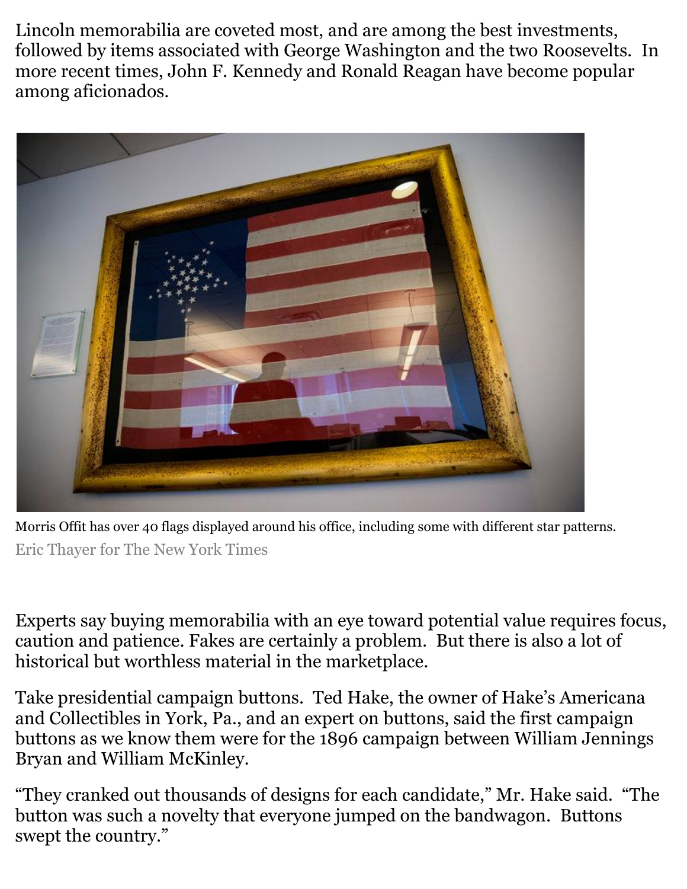Lincoln memorabilia are coveted most, and are among the best investments, followed by items associated with George Washington and the two Roosevelts. In more recent times, John F. Kennedy and Ronald Reagan have become popular among aficionados.

Morris Offit has over 40 flags displayed around his office, including some with different star patterns.
Eric Thayer for The New York Times

Experts say buying memorabilia with an eye toward potential value requires focus, caution and patience. Fakes are certainly a problem. But there is also a lot of historical but worthless material in the marketplace.

Take presidential campaign buttons. Ted Hake, the owner of Hake's Americana and Collectibles in York, Pa., and an expert on buttons, said the first campaign buttons as we know them were for the 1896 campaign between William Jennings Bryan and William McKinley.

"They cranked out thousands of designs for each candidate," Mr. Hake said. "The button was such a novelty that everyone jumped on the bandwagon. Buttons swept the country."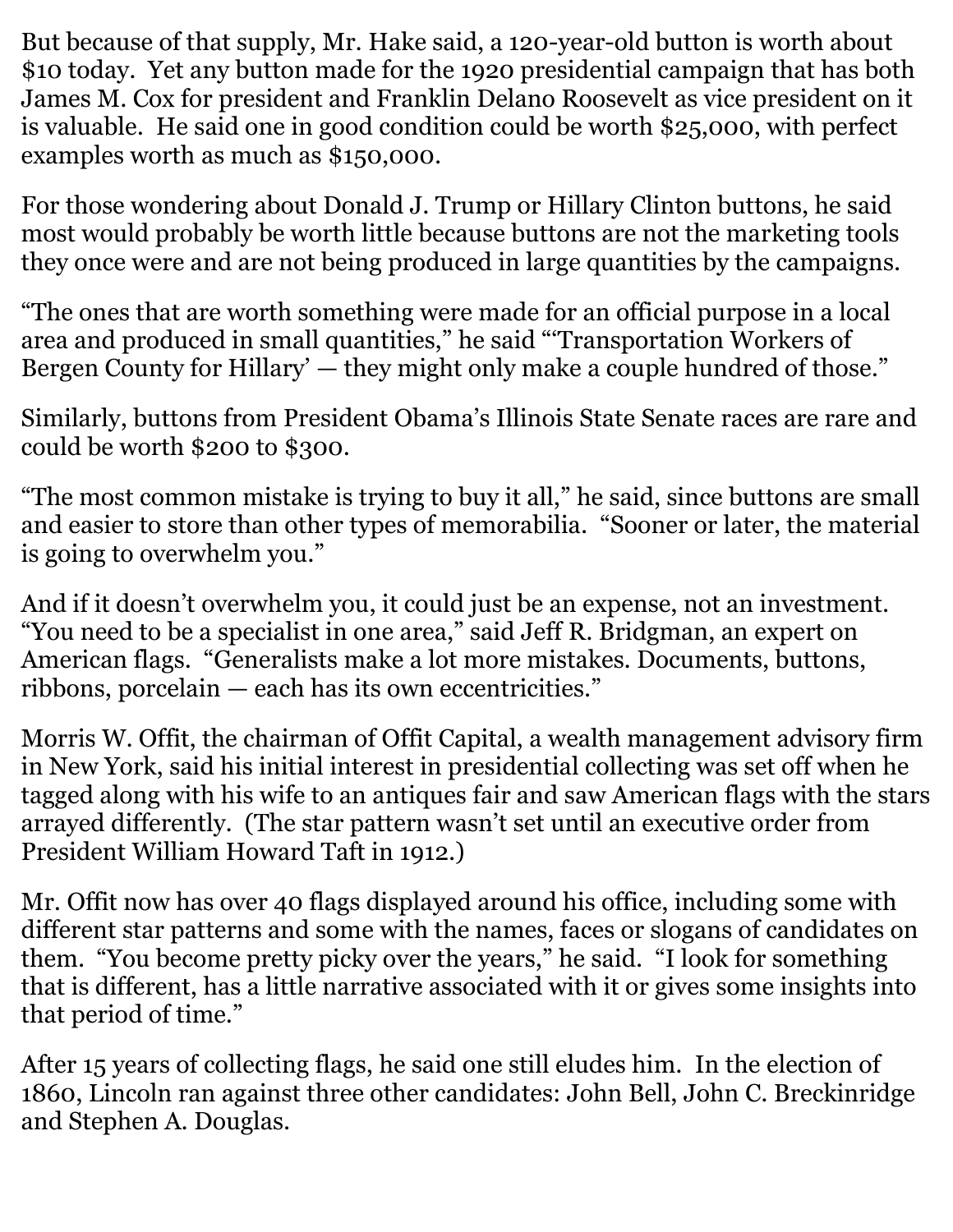But because of that supply, Mr. Hake said, a 120-year-old button is worth about $10 today. Yet any button made for the 1920 presidential campaign that has both James M. Cox for president and Franklin Delano Roosevelt as vice president on it is valuable. He said one in good condition could be worth $25,000, with perfect examples worth as much as $150,000.

For those wondering about Donald J. Trump or Hillary Clinton buttons, he said most would probably be worth little because buttons are not the marketing tools they once were and are not being produced in large quantities by the campaigns.

"The ones that are worth something were made for an official purpose in a local area and produced in small quantities," he said "'Transportation Workers of Bergen County for Hillary' — they might only make a couple hundred of those."

Similarly, buttons from President Obama's Illinois State Senate races are rare and could be worth $200 to $300.

"The most common mistake is trying to buy it all," he said, since buttons are small and easier to store than other types of memorabilia. "Sooner or later, the material is going to overwhelm you."

And if it doesn't overwhelm you, it could just be an expense, not an investment. "You need to be a specialist in one area," said Jeff R. Bridgman, an expert on American flags. "Generalists make a lot more mistakes. Documents, buttons, ribbons, porcelain — each has its own eccentricities."

Morris W. Offit, the chairman of Offit Capital, a wealth management advisory firm in New York, said his initial interest in presidential collecting was set off when he tagged along with his wife to an antiques fair and saw American flags with the stars arrayed differently. (The star pattern wasn't set until an executive order from President William Howard Taft in 1912.)

Mr. Offit now has over 40 flags displayed around his office, including some with different star patterns and some with the names, faces or slogans of candidates on them. "You become pretty picky over the years," he said. "I look for something that is different, has a little narrative associated with it or gives some insights into that period of time."

After 15 years of collecting flags, he said one still eludes him. In the election of 1860, Lincoln ran against three other candidates: John Bell, John C. Breckinridge and Stephen A. Douglas.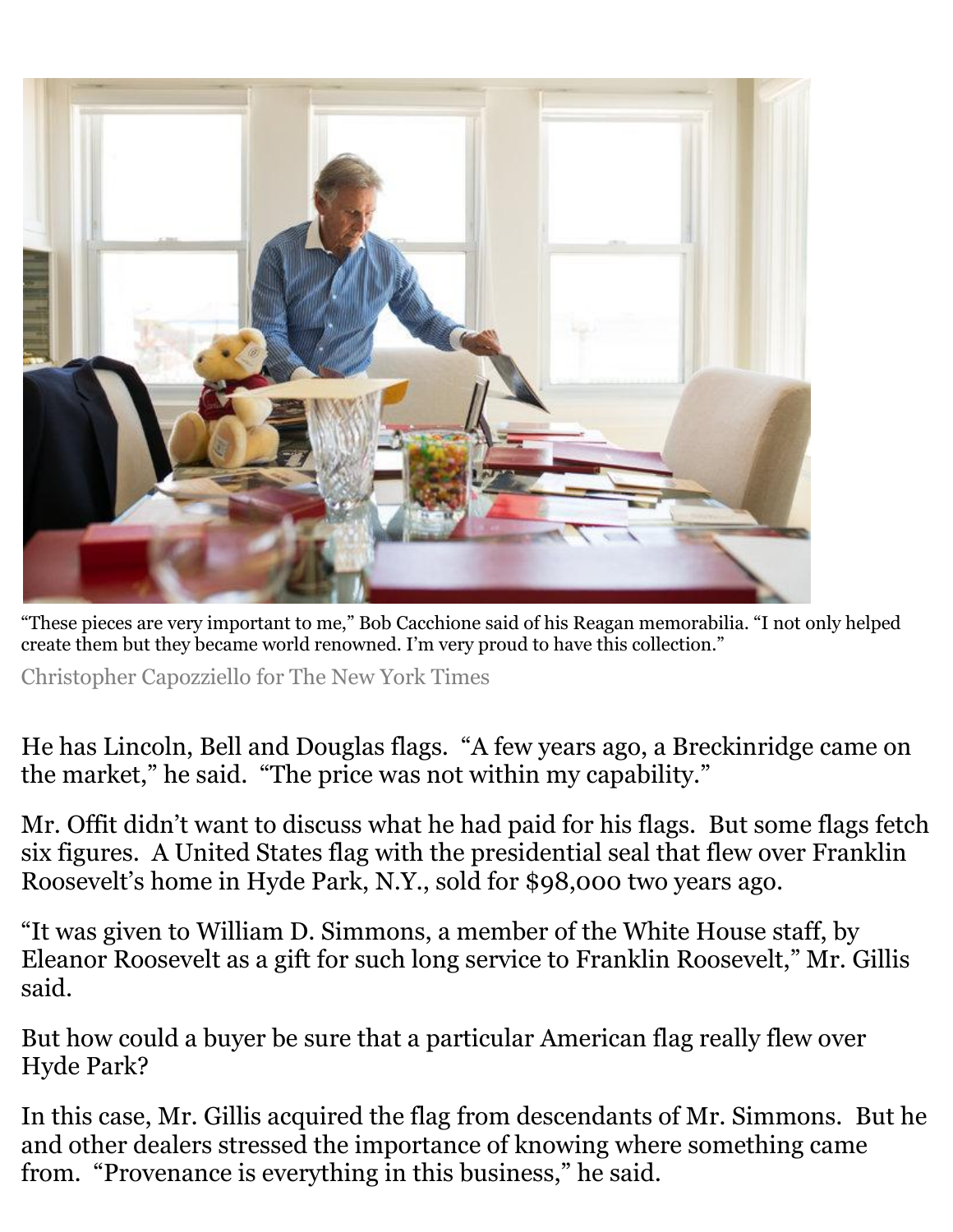"These pieces are very important to me," Bob Cacchione said of his Reagan memorabilia. "I not only helped create them but they became world renowned. I'm very proud to have this collection."

Christopher Capozziello for The New York Times

He has Lincoln, Bell and Douglas flags. "A few years ago, a Breckinridge came on the market," he said. "The price was not within my capability."

Mr. Offit didn't want to discuss what he had paid for his flags. But some flags fetch six figures. A United States flag with the presidential seal that flew over Franklin Roosevelt's home in Hyde Park, N.Y., sold for $98,000 two years ago.

"It was given to William D. Simmons, a member of the White House staff, by Eleanor Roosevelt as a gift for such long service to Franklin Roosevelt," Mr. Gillis said.

But how could a buyer be sure that a particular American flag really flew over Hyde Park?

In this case, Mr. Gillis acquired the flag from descendants of Mr. Simmons. But he and other dealers stressed the importance of knowing where something came from. "Provenance is everything in this business," he said.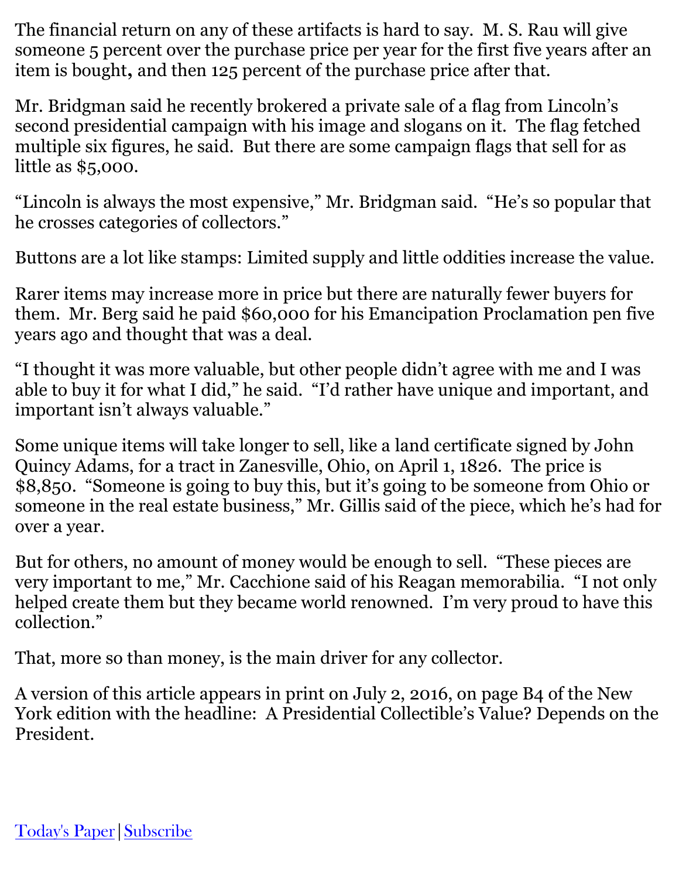The financial return on any of these artifacts is hard to say. M. S. Rau will give someone 5 percent over the purchase price per year for the first five years after an item is bought, and then 125 percent of the purchase price after that.

Mr. Bridgman said he recently brokered a private sale of a flag from Lincoln's second presidential campaign with his image and slogans on it. The flag fetched multiple six figures, he said. But there are some campaign flags that sell for as little as $5,000.

"Lincoln is always the most expensive," Mr. Bridgman said. "He's so popular that he crosses categories of collectors."

Buttons are a lot like stamps: Limited supply and little oddities increase the value.

Rarer items may increase more in price but there are naturally fewer buyers for them. Mr. Berg said he paid $60,000 for his Emancipation Proclamation pen five years ago and thought that was a deal.

"I thought it was more valuable, but other people didn't agree with me and I was able to buy it for what I did," he said. "I'd rather have unique and important, and important isn't always valuable."

Some unique items will take longer to sell, like a land certificate signed by John Quincy Adams, for a tract in Zanesville, Ohio, on April 1, 1826. The price is $8,850. "Someone is going to buy this, but it's going to be someone from Ohio or someone in the real estate business," Mr. Gillis said of the piece, which he's had for over a year.

But for others, no amount of money would be enough to sell. "These pieces are very important to me," Mr. Cacchione said of his Reagan memorabilia. "I not only helped create them but they became world renowned. I'm very proud to have this collection."

That, more so than money, is the main driver for any collector.

A version of this article appears in print on July 2, 2016, on page B4 of the New York edition with the headline: A Presidential Collectible's Value? Depends on the President.

Today's Paper | Subscribe